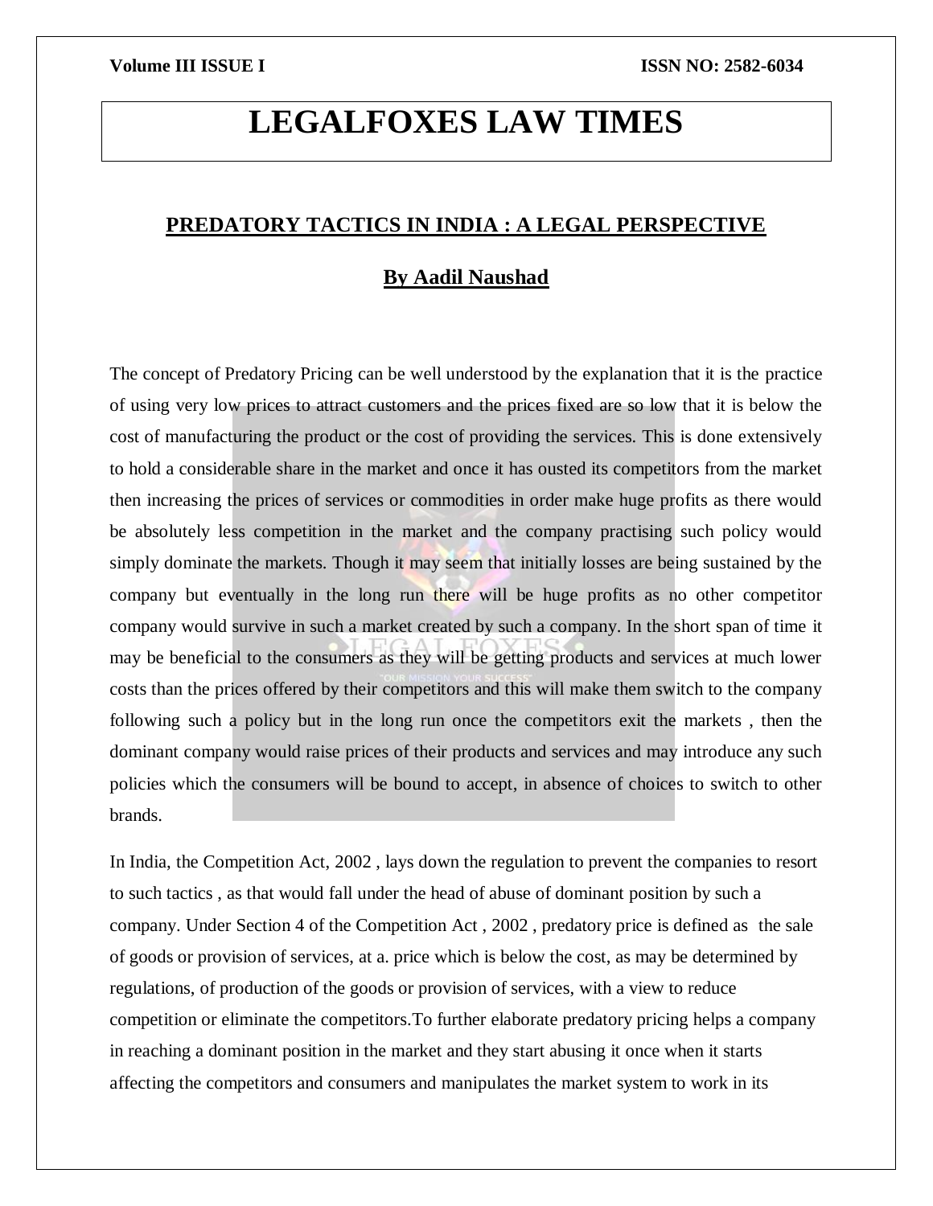# LEGALFOXES LAW TIMES

## PREDATORY TACTICS IN INDIA : A LEGAL PERSPECTIVE

### By Aadil Naushad

The concept of Predatory Pricing can be well understood by the explanation that it is the practice of using very low prices to attract customers and the prices fixed are so low that it is below the cost of manufacturing the product or the cost of providing the services. This is done extensively to hold a considerable share in the market and once it has ousted its competitors from the market then increasing the prices of services or commodities in order make huge profits as there would be absolutely less competition in the market and the company practising such policy would simply dominate the markets. Though it may seem that initially losses are being sustained by the company but eventually in the long run there will be huge profits as no other competitor company would survive in such a market created by such a company. In the short span of time it may be beneficial to the consumers as they will be getting products and services at much lower costs than the prices offered by their competitors and this will make them switch to the company following such a policy but in the long run once the competitors exit the markets , then the dominant company would raise prices of their products and services and may introduce any such policies which the consumers will be bound to accept, in absence of choices to switch to other brands.

In India, the Competition Act, 2002 , lays down the regulation to prevent the companies to resort to such tactics , as that would fall under the head of abuse of dominant position by such a company. Under Section 4 of the Competition Act , 2002 , predatory price is defined as the sale of goods or provision of services, at a. price which is below the cost, as may be determined by regulations, of production of the goods or provision of services, with a view to reduce competition or eliminate the competitors.To further elaborate predatory pricing helps a company in reaching a dominant position in the market and they start abusing it once when it starts affecting the competitors and consumers and manipulates the market system to work in its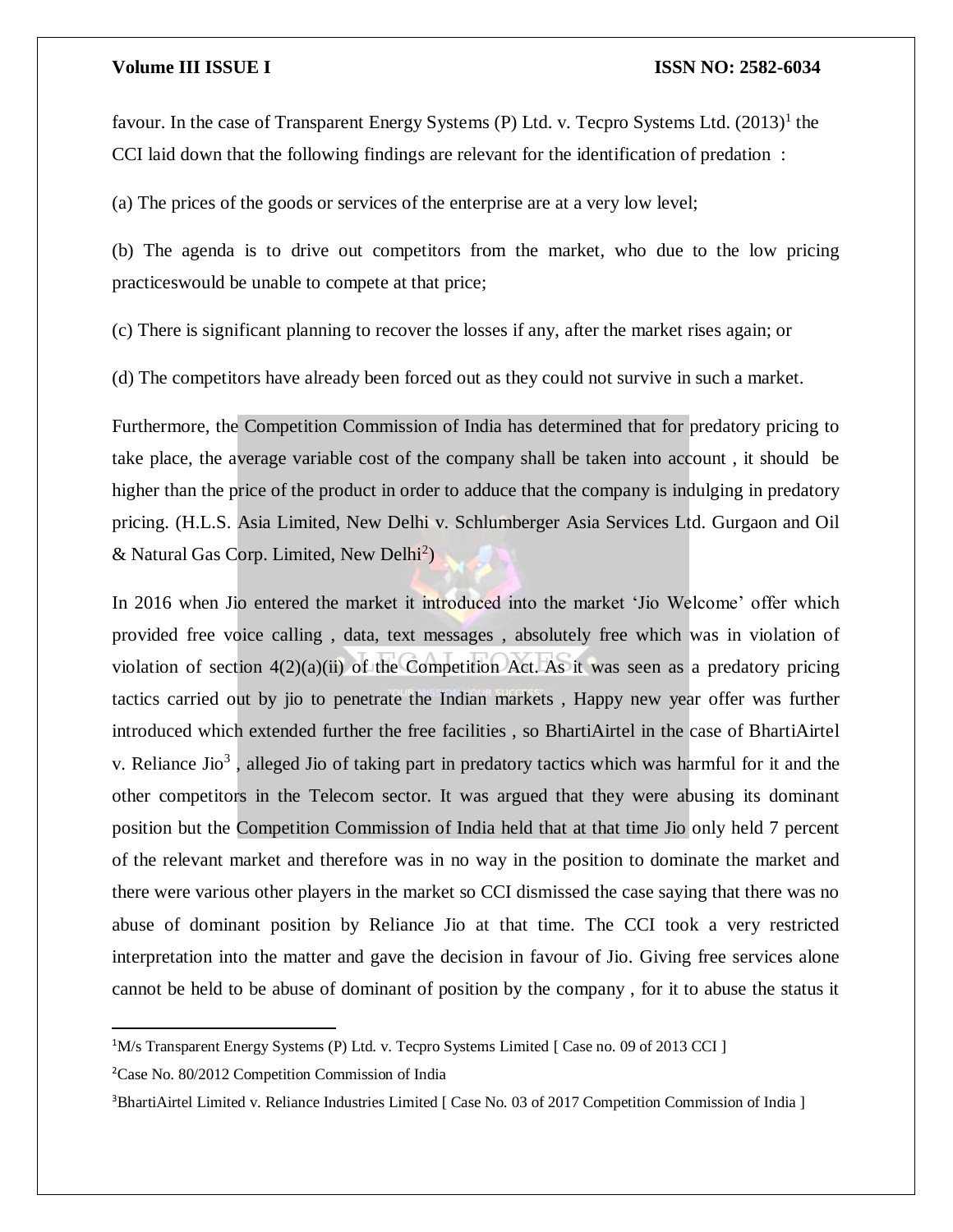favour. In the case of Transparent Energy Systems (P) Ltd. v. Tecpro Systems Ltd. (2013)[1] the CCI laid down that the following findings are relevant for the identification of predation :

(a) The prices of the goods or services of the enterprise are at a very low level;

(b) The agenda is to drive out competitors from the market, who due to the low pricing practiceswould be unable to compete at that price;

(c) There is significant planning to recover the losses if any, after the market rises again; or

(d) The competitors have already been forced out as they could not survive in such a market.

Furthermore, the Competition Commission of India has determined that for predatory pricing to take place, the average variable cost of the company shall be taken into account , it should be higher than the price of the product in order to adduce that the company is indulging in predatory pricing. (H.L.S. Asia Limited, New Delhi v. Schlumberger Asia Services Ltd. Gurgaon and Oil & Natural Gas Corp. Limited, New Delhi[2])

In 2016 when Jio entered the market it introduced into the market 'Jio Welcome' offer which provided free voice calling , data, text messages , absolutely free which was in violation of violation of section 4(2)(a)(ii) of the Competition Act. As it was seen as a predatory pricing tactics carried out by jio to penetrate the Indian markets , Happy new year offer was further introduced which extended further the free facilities , so BhartiAirtel in the case of BhartiAirtel v. Reliance Jio[3] , alleged Jio of taking part in predatory tactics which was harmful for it and the other competitors in the Telecom sector. It was argued that they were abusing its dominant position but the Competition Commission of India held that at that time Jio only held 7 percent of the relevant market and therefore was in no way in the position to dominate the market and there were various other players in the market so CCI dismissed the case saying that there was no abuse of dominant position by Reliance Jio at that time. The CCI took a very restricted interpretation into the matter and gave the decision in favour of Jio. Giving free services alone cannot be held to be abuse of dominant of position by the company , for it to abuse the status it

---

[1] M/s Transparent Energy Systems (P) Ltd. v. Tecpro Systems Limited [ Case no. 09 of 2013 CCI ]

[2] Case No. 80/2012 Competition Commission of India

[3] BhartiAirtel Limited v. Reliance Industries Limited [ Case No. 03 of 2017 Competition Commission of India ]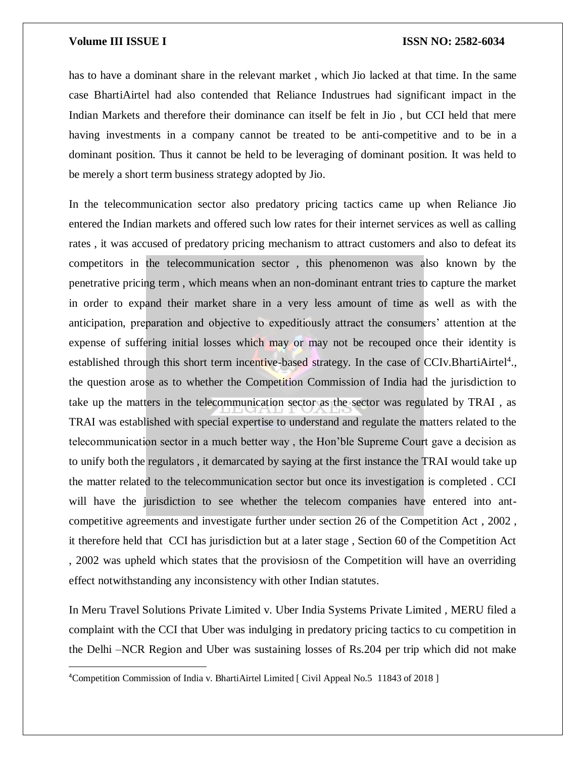has to have a dominant share in the relevant market , which Jio lacked at that time. In the same case BhartiAirtel had also contended that Reliance Industrues had significant impact in the Indian Markets and therefore their dominance can itself be felt in Jio , but CCI held that mere having investments in a company cannot be treated to be anti-competitive and to be in a dominant position. Thus it cannot be held to be leveraging of dominant position. It was held to be merely a short term business strategy adopted by Jio.

In the telecommunication sector also predatory pricing tactics came up when Reliance Jio entered the Indian markets and offered such low rates for their internet services as well as calling rates , it was accused of predatory pricing mechanism to attract customers and also to defeat its competitors in the telecommunication sector , this phenomenon was also known by the penetrative pricing term , which means when an non-dominant entrant tries to capture the market in order to expand their market share in a very less amount of time as well as with the anticipation, preparation and objective to expeditiously attract the consumers' attention at the expense of suffering initial losses which may or may not be recouped once their identity is established through this short term incentive-based strategy. In the case of CCIv.BhartiAirtel[4]., the question arose as to whether the Competition Commission of India had the jurisdiction to take up the matters in the telecommunication sector as the sector was regulated by TRAI , as TRAI was established with special expertise to understand and regulate the matters related to the telecommunication sector in a much better way , the Hon'ble Supreme Court gave a decision as to unify both the regulators , it demarcated by saying at the first instance the TRAI would take up the matter related to the telecommunication sector but once its investigation is completed . CCI will have the jurisdiction to see whether the telecom companies have entered into ant-competitive agreements and investigate further under section 26 of the Competition Act , 2002 , it therefore held that CCI has jurisdiction but at a later stage , Section 60 of the Competition Act , 2002 was upheld which states that the provisiosn of the Competition will have an overriding effect notwithstanding any inconsistency with other Indian statutes.

In Meru Travel Solutions Private Limited v. Uber India Systems Private Limited , MERU filed a complaint with the CCI that Uber was indulging in predatory pricing tactics to cu competition in the Delhi –NCR Region and Uber was sustaining losses of Rs.204 per trip which did not make

---

[4]Competition Commission of India v. BhartiAirtel Limited [ Civil Appeal No.5 11843 of 2018 ]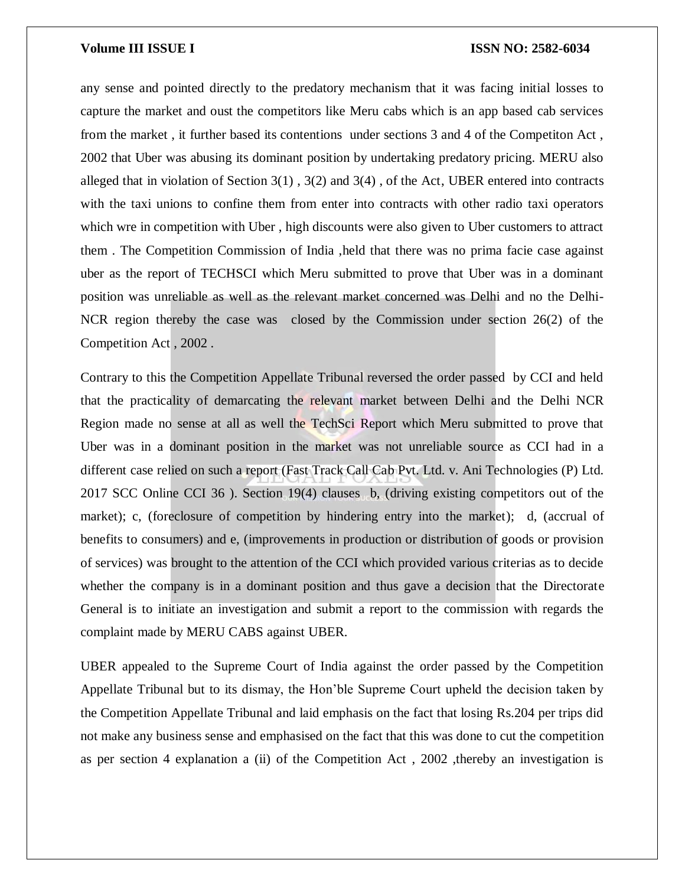any sense and pointed directly to the predatory mechanism that it was facing initial losses to capture the market and oust the competitors like Meru cabs which is an app based cab services from the market , it further based its contentions under sections 3 and 4 of the Competiton Act , 2002 that Uber was abusing its dominant position by undertaking predatory pricing. MERU also alleged that in violation of Section 3(1) , 3(2) and 3(4) , of the Act, UBER entered into contracts with the taxi unions to confine them from enter into contracts with other radio taxi operators which wre in competition with Uber , high discounts were also given to Uber customers to attract them . The Competition Commission of India ,held that there was no prima facie case against uber as the report of TECHSCI which Meru submitted to prove that Uber was in a dominant position was unreliable as well as the relevant market concerned was Delhi and no the Delhi-NCR region thereby the case was closed by the Commission under section 26(2) of the Competition Act , 2002 .

Contrary to this the Competition Appellate Tribunal reversed the order passed by CCI and held that the practicality of demarcating the relevant market between Delhi and the Delhi NCR Region made no sense at all as well the TechSci Report which Meru submitted to prove that Uber was in a dominant position in the market was not unreliable source as CCI had in a different case relied on such a report (Fast Track Call Cab Pvt. Ltd. v. Ani Technologies (P) Ltd. 2017 SCC Online CCI 36 ). Section 19(4) clauses b, (driving existing competitors out of the market); c, (foreclosure of competition by hindering entry into the market); d, (accrual of benefits to consumers) and e, (improvements in production or distribution of goods or provision of services) was brought to the attention of the CCI which provided various criterias as to decide whether the company is in a dominant position and thus gave a decision that the Directorate General is to initiate an investigation and submit a report to the commission with regards the complaint made by MERU CABS against UBER.

UBER appealed to the Supreme Court of India against the order passed by the Competition Appellate Tribunal but to its dismay, the Hon'ble Supreme Court upheld the decision taken by the Competition Appellate Tribunal and laid emphasis on the fact that losing Rs.204 per trips did not make any business sense and emphasised on the fact that this was done to cut the competition as per section 4 explanation a (ii) of the Competition Act , 2002 ,thereby an investigation is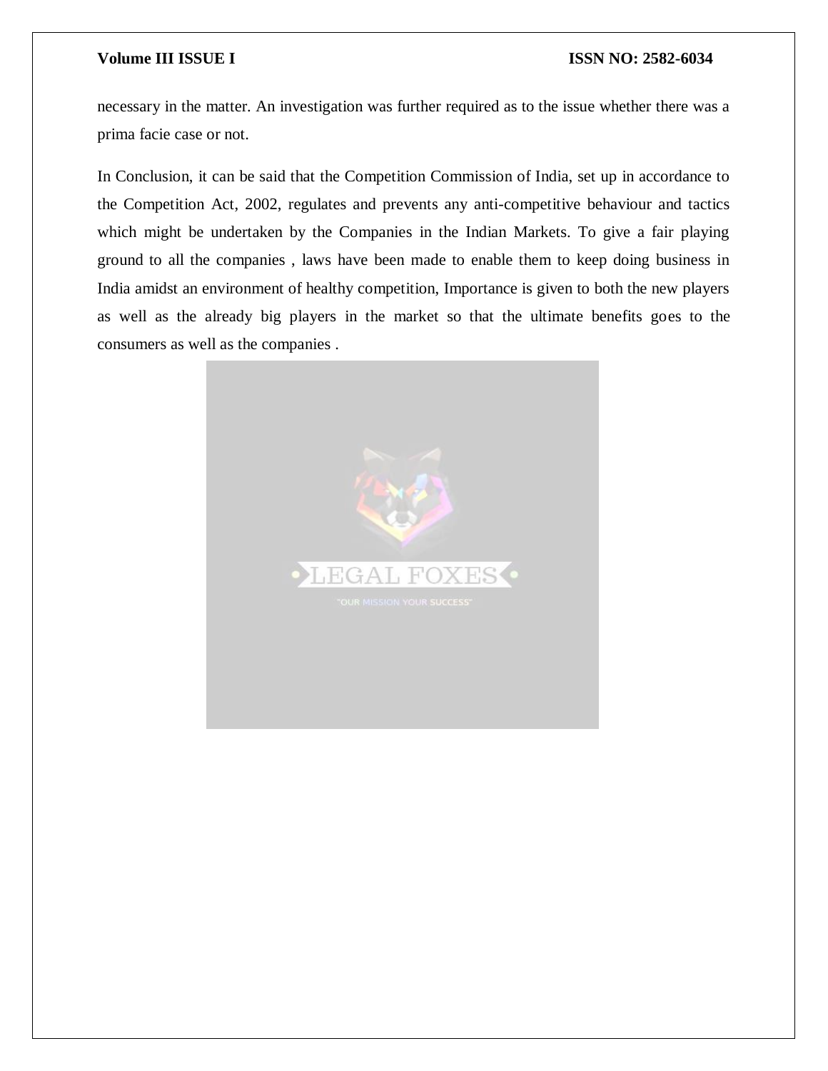necessary in the matter. An investigation was further required as to the issue whether there was a prima facie case or not.

In Conclusion, it can be said that the Competition Commission of India, set up in accordance to the Competition Act, 2002, regulates and prevents any anti-competitive behaviour and tactics which might be undertaken by the Companies in the Indian Markets. To give a fair playing ground to all the companies , laws have been made to enable them to keep doing business in India amidst an environment of healthy competition, Importance is given to both the new players as well as the already big players in the market so that the ultimate benefits goes to the consumers as well as the companies .